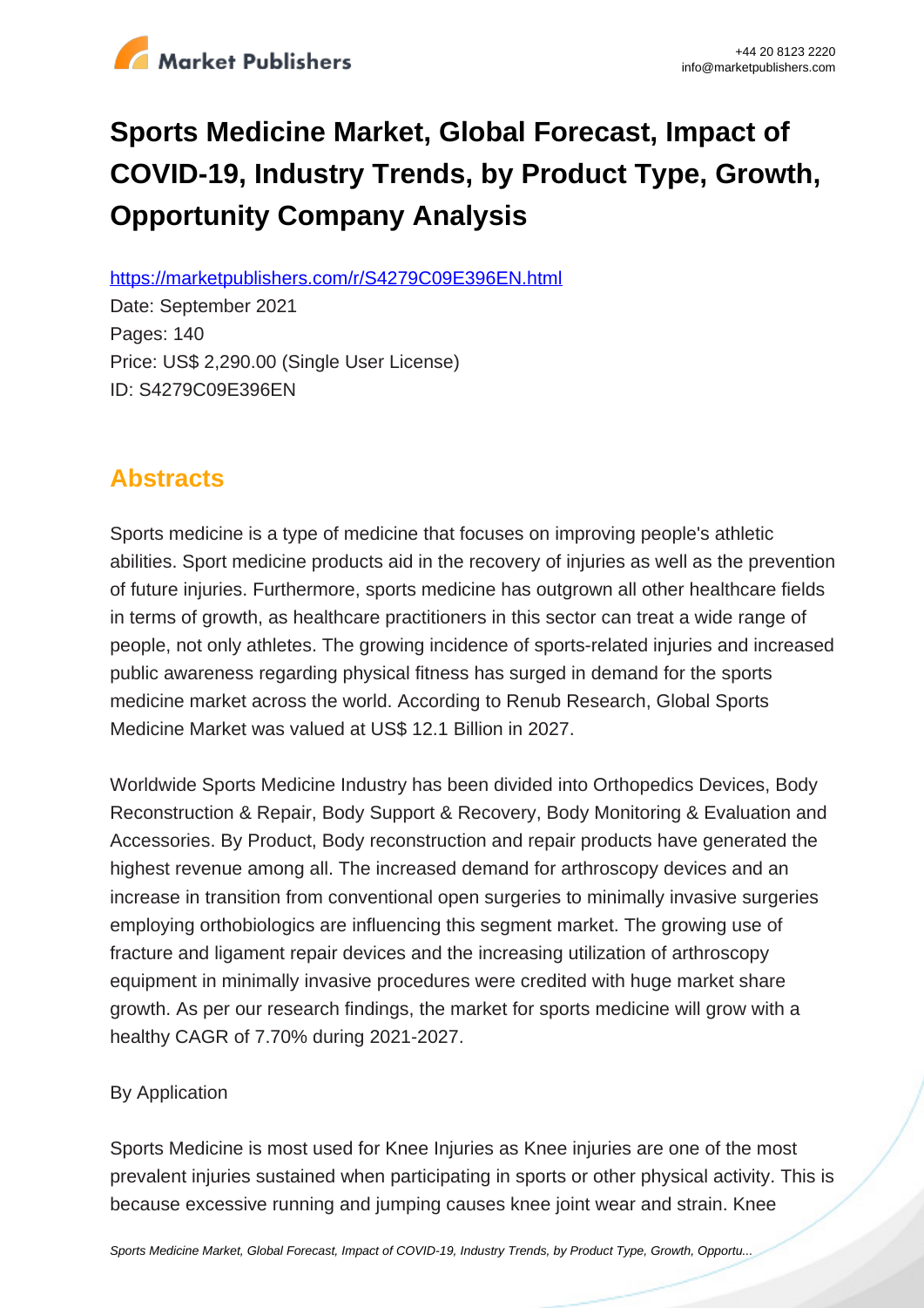# Sports Medicine Market, Global Forecast, Impact of COVID-19, Industry Trends, by Product Type, Growth, Opportunity Company Analysis

https://marketpublishers.com/r/S4279C09E396EN.html

Date: September 2021

Pages: 140

Price: US$ 2,290.00 (Single User License)

ID: S4279C09E396EN

## Abstracts

Sports medicine is a type of medicine that focuses on improving people's athletic abilities. Sport medicine products aid in the recovery of injuries as well as the prevention of future injuries. Furthermore, sports medicine has outgrown all other healthcare fields in terms of growth, as healthcare practitioners in this sector can treat a wide range of people, not only athletes. The growing incidence of sports-related injuries and increased public awareness regarding physical fitness has surged in demand for the sports medicine market across the world. According to Renub Research, Global Sports Medicine Market was valued at US$ 12.1 Billion in 2027.

Worldwide Sports Medicine Industry has been divided into Orthopedics Devices, Body Reconstruction & Repair, Body Support & Recovery, Body Monitoring & Evaluation and Accessories. By Product, Body reconstruction and repair products have generated the highest revenue among all. The increased demand for arthroscopy devices and an increase in transition from conventional open surgeries to minimally invasive surgeries employing orthobiologics are influencing this segment market. The growing use of fracture and ligament repair devices and the increasing utilization of arthroscopy equipment in minimally invasive procedures were credited with huge market share growth. As per our research findings, the market for sports medicine will grow with a healthy CAGR of 7.70% during 2021-2027.

By Application

Sports Medicine is most used for Knee Injuries as Knee injuries are one of the most prevalent injuries sustained when participating in sports or other physical activity. This is because excessive running and jumping causes knee joint wear and strain. Knee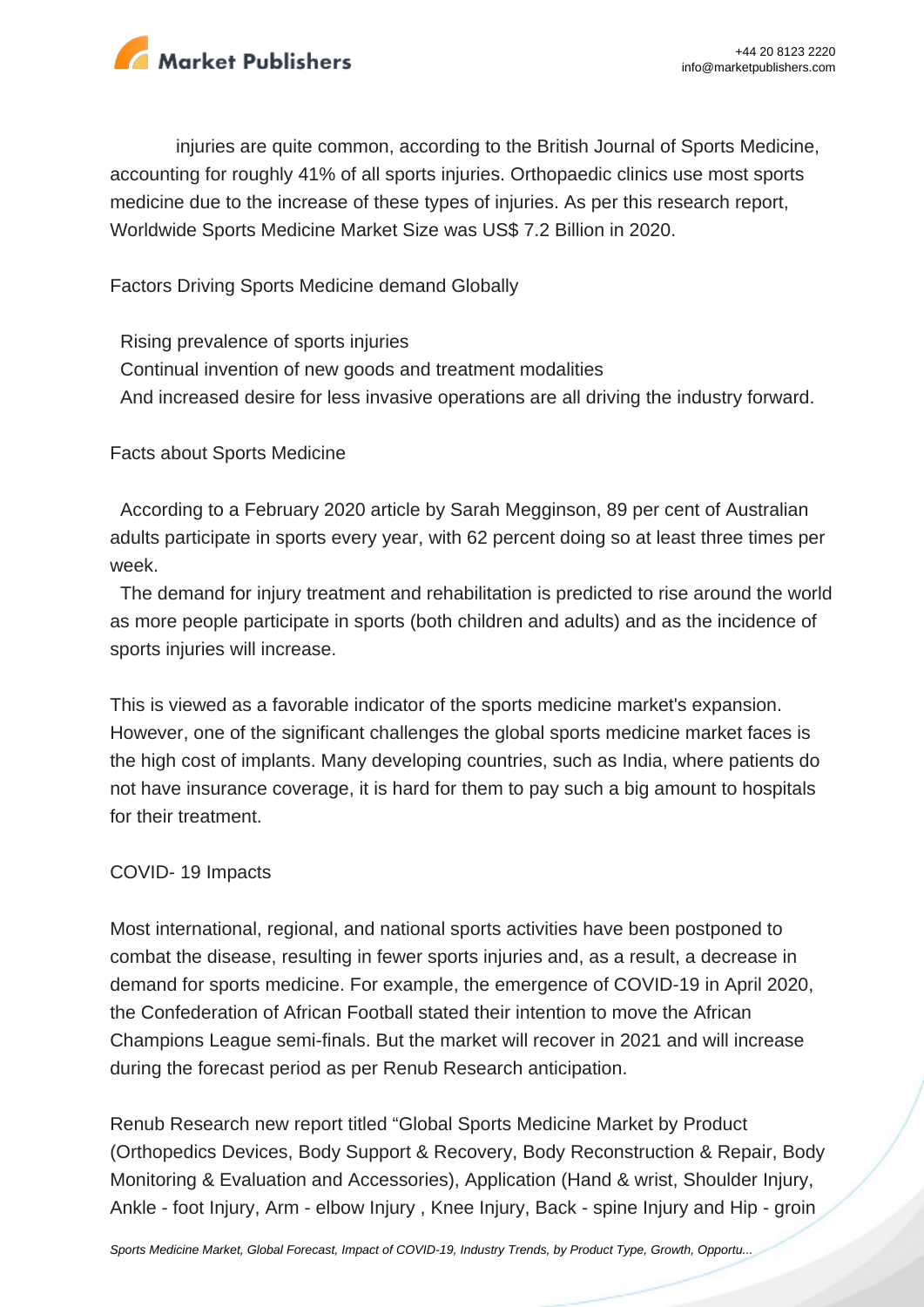injuries are quite common, according to the British Journal of Sports Medicine, accounting for roughly 41% of all sports injuries. Orthopaedic clinics use most sports medicine due to the increase of these types of injuries. As per this research report, Worldwide Sports Medicine Market Size was US$ 7.2 Billion in 2020.

Factors Driving Sports Medicine demand Globally

- Rising prevalence of sports injuries
- Continual invention of new goods and treatment modalities
- And increased desire for less invasive operations are all driving the industry forward.

Facts about Sports Medicine

- According to a February 2020 article by Sarah Megginson, 89 per cent of Australian adults participate in sports every year, with 62 percent doing so at least three times per week.
- The demand for injury treatment and rehabilitation is predicted to rise around the world as more people participate in sports (both children and adults) and as the incidence of sports injuries will increase.

This is viewed as a favorable indicator of the sports medicine market's expansion. However, one of the significant challenges the global sports medicine market faces is the high cost of implants. Many developing countries, such as India, where patients do not have insurance coverage, it is hard for them to pay such a big amount to hospitals for their treatment.

COVID- 19 Impacts

Most international, regional, and national sports activities have been postponed to combat the disease, resulting in fewer sports injuries and, as a result, a decrease in demand for sports medicine. For example, the emergence of COVID-19 in April 2020, the Confederation of African Football stated their intention to move the African Champions League semi-finals. But the market will recover in 2021 and will increase during the forecast period as per Renub Research anticipation.

Renub Research new report titled "Global Sports Medicine Market by Product (Orthopedics Devices, Body Support & Recovery, Body Reconstruction & Repair, Body Monitoring & Evaluation and Accessories), Application (Hand & wrist, Shoulder Injury, Ankle - foot Injury, Arm - elbow Injury , Knee Injury, Back - spine Injury and Hip - groin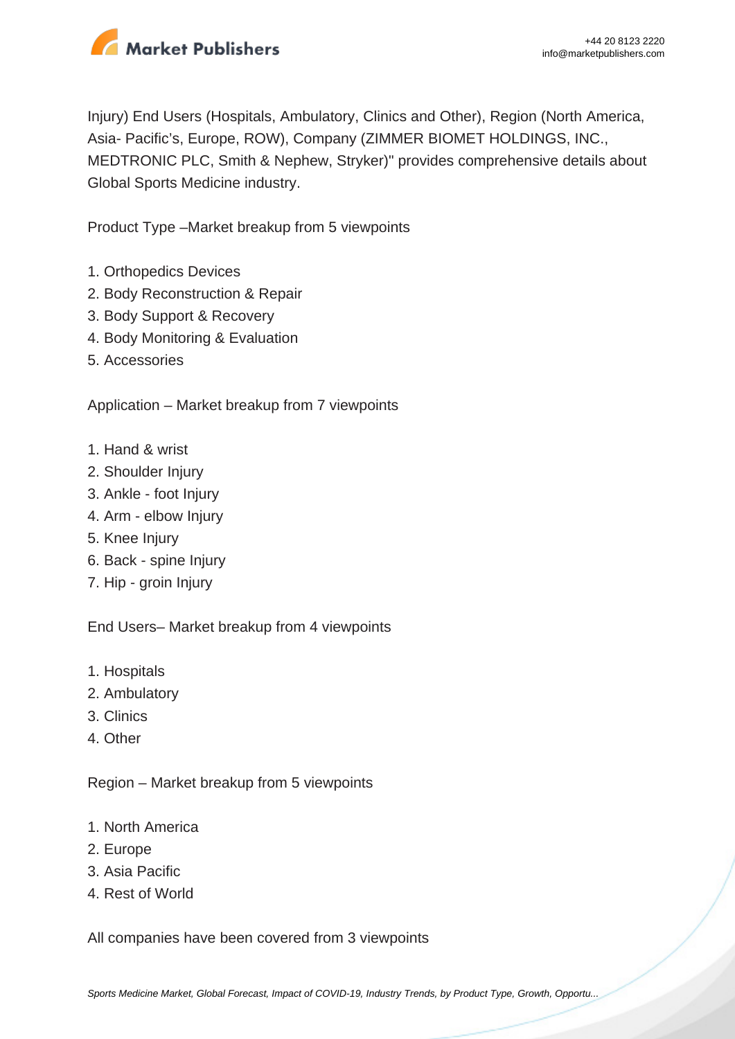Injury) End Users (Hospitals, Ambulatory, Clinics and Other), Region (North America, Asia- Pacific's, Europe, ROW), Company (ZIMMER BIOMET HOLDINGS, INC., MEDTRONIC PLC, Smith & Nephew, Stryker)" provides comprehensive details about Global Sports Medicine industry.

Product Type –Market breakup from 5 viewpoints

1. Orthopedics Devices
2. Body Reconstruction & Repair
3. Body Support & Recovery
4. Body Monitoring & Evaluation
5. Accessories

Application – Market breakup from 7 viewpoints

1. Hand & wrist
2. Shoulder Injury
3. Ankle - foot Injury
4. Arm - elbow Injury
5. Knee Injury
6. Back - spine Injury
7. Hip - groin Injury

End Users– Market breakup from 4 viewpoints

1. Hospitals
2. Ambulatory
3. Clinics
4. Other

Region – Market breakup from 5 viewpoints

1. North America
2. Europe
3. Asia Pacific
4. Rest of World

All companies have been covered from 3 viewpoints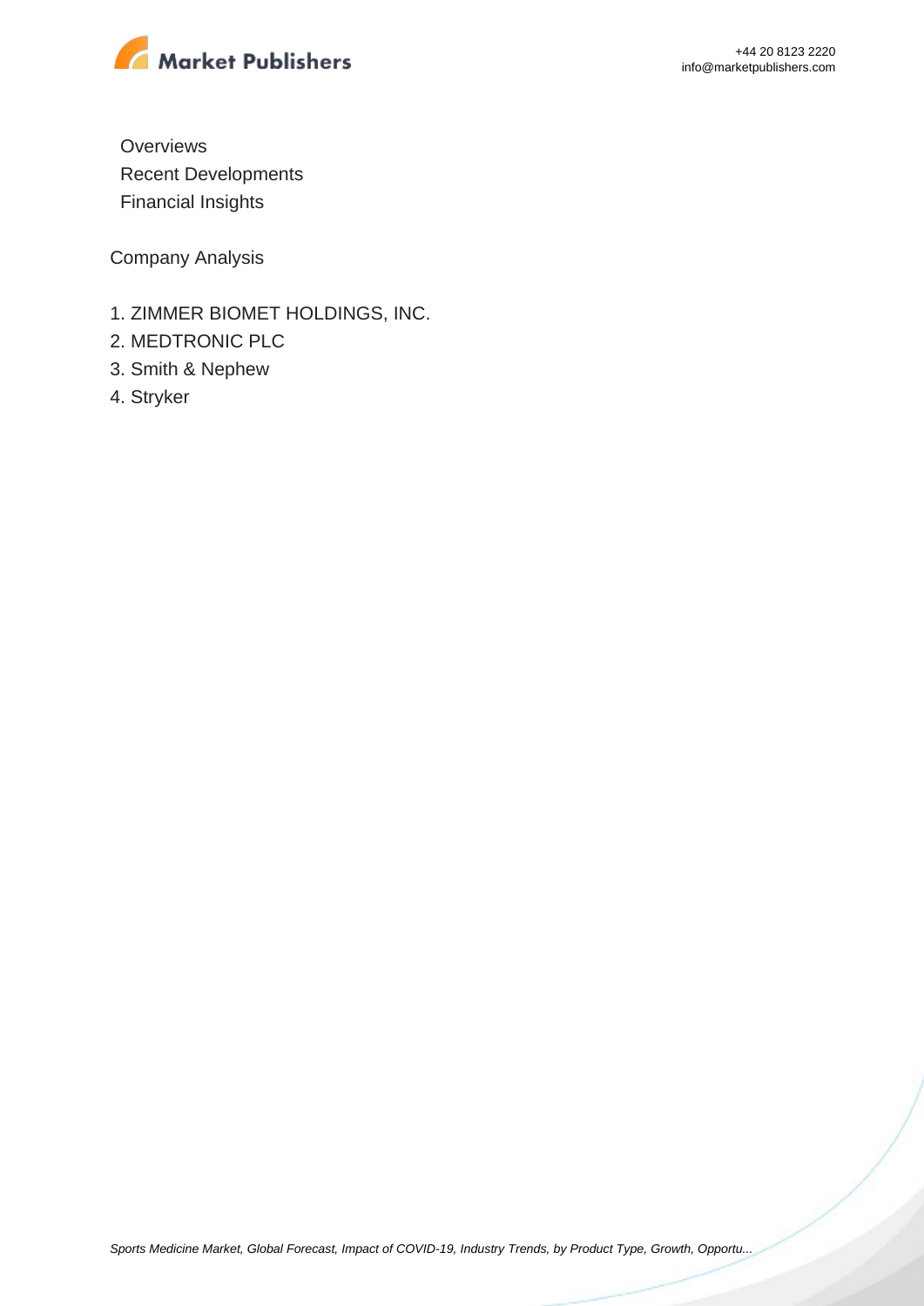Overviews
Recent Developments
Financial Insights

Company Analysis

1. ZIMMER BIOMET HOLDINGS, INC.
2. MEDTRONIC PLC
3. Smith & Nephew
4. Stryker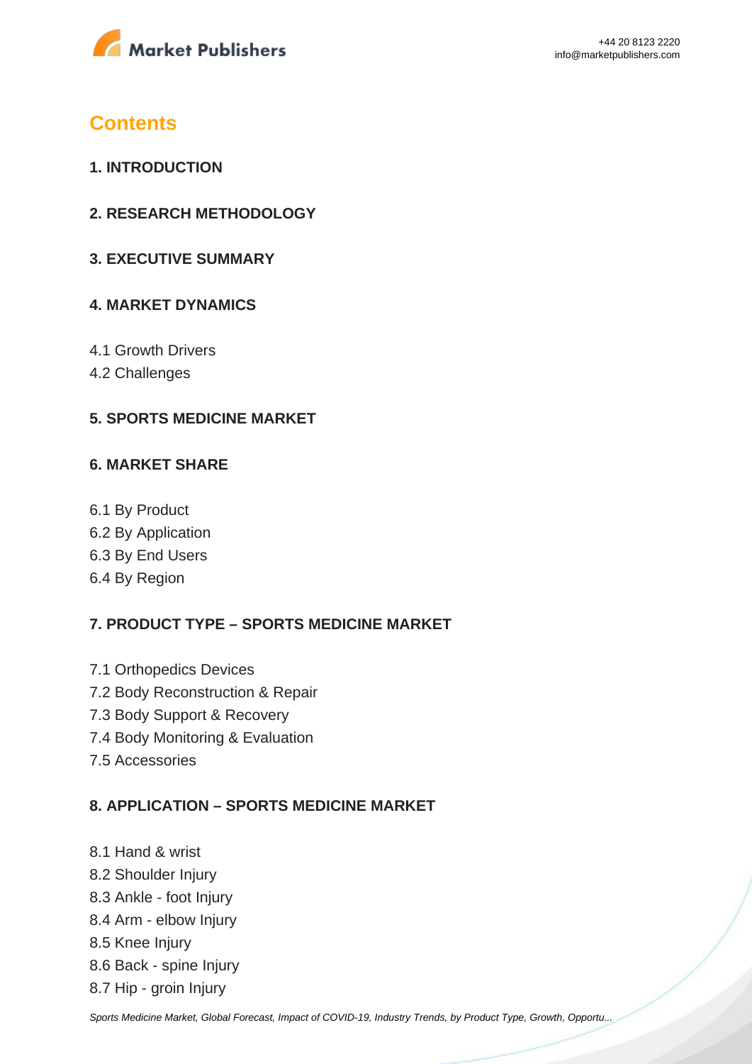## Contents

**1. INTRODUCTION**

**2. RESEARCH METHODOLOGY**

**3. EXECUTIVE SUMMARY**

**4. MARKET DYNAMICS**

4.1 Growth Drivers
4.2 Challenges

**5. SPORTS MEDICINE MARKET**

**6. MARKET SHARE**

6.1 By Product
6.2 By Application
6.3 By End Users
6.4 By Region

**7. PRODUCT TYPE – SPORTS MEDICINE MARKET**

7.1 Orthopedics Devices
7.2 Body Reconstruction & Repair
7.3 Body Support & Recovery
7.4 Body Monitoring & Evaluation
7.5 Accessories

**8. APPLICATION – SPORTS MEDICINE MARKET**

8.1 Hand & wrist
8.2 Shoulder Injury
8.3 Ankle - foot Injury
8.4 Arm - elbow Injury
8.5 Knee Injury
8.6 Back - spine Injury
8.7 Hip - groin Injury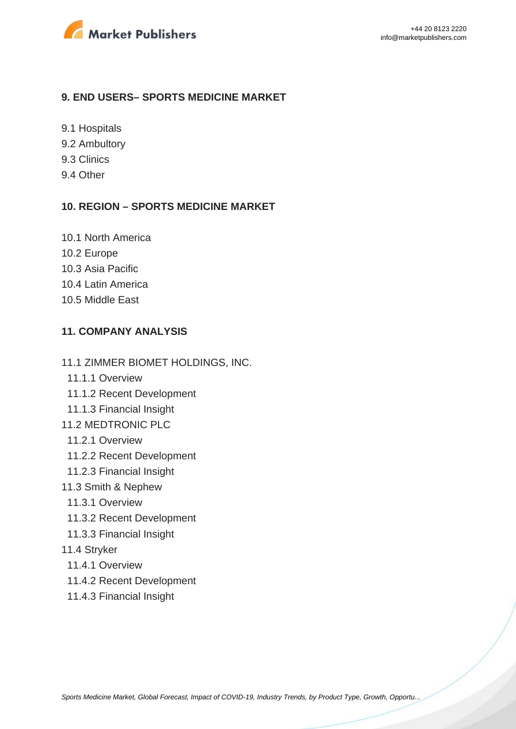## 9. END USERS– SPORTS MEDICINE MARKET

9.1 Hospitals
9.2 Ambultory
9.3 Clinics
9.4 Other

## 10. REGION – SPORTS MEDICINE MARKET

10.1 North America
10.2 Europe
10.3 Asia Pacific
10.4 Latin America
10.5 Middle East

## 11. COMPANY ANALYSIS

11.1 ZIMMER BIOMET HOLDINGS, INC.
  11.1.1 Overview
  11.1.2 Recent Development
  11.1.3 Financial Insight
11.2 MEDTRONIC PLC
  11.2.1 Overview
  11.2.2 Recent Development
  11.2.3 Financial Insight
11.3 Smith & Nephew
  11.3.1 Overview
  11.3.2 Recent Development
  11.3.3 Financial Insight
11.4 Stryker
  11.4.1 Overview
  11.4.2 Recent Development
  11.4.3 Financial Insight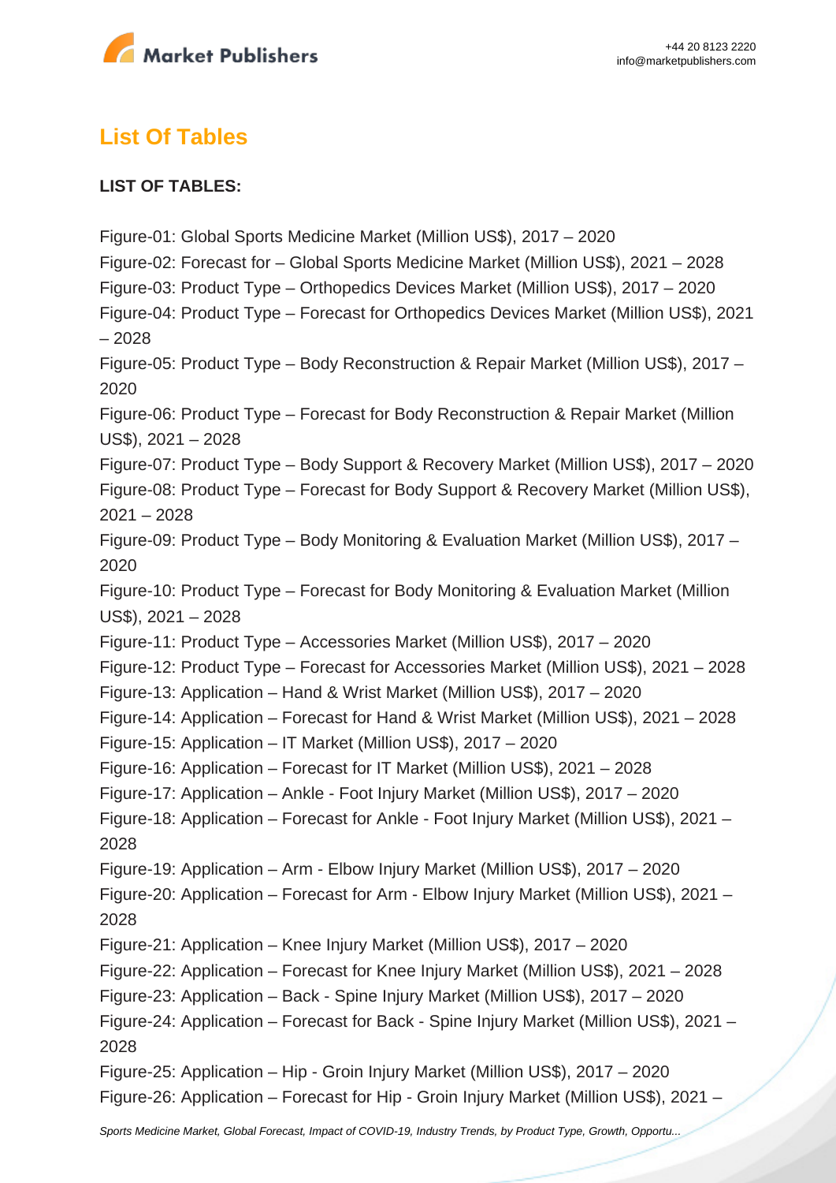## List Of Tables

**LIST OF TABLES:**

Figure-01: Global Sports Medicine Market (Million US$), 2017 – 2020
Figure-02: Forecast for – Global Sports Medicine Market (Million US$), 2021 – 2028
Figure-03: Product Type – Orthopedics Devices Market (Million US$), 2017 – 2020
Figure-04: Product Type – Forecast for Orthopedics Devices Market (Million US$), 2021 – 2028
Figure-05: Product Type – Body Reconstruction & Repair Market (Million US$), 2017 – 2020
Figure-06: Product Type – Forecast for Body Reconstruction & Repair Market (Million US$), 2021 – 2028
Figure-07: Product Type – Body Support & Recovery Market (Million US$), 2017 – 2020
Figure-08: Product Type – Forecast for Body Support & Recovery Market (Million US$), 2021 – 2028
Figure-09: Product Type – Body Monitoring & Evaluation Market (Million US$), 2017 – 2020
Figure-10: Product Type – Forecast for Body Monitoring & Evaluation Market (Million US$), 2021 – 2028
Figure-11: Product Type – Accessories Market (Million US$), 2017 – 2020
Figure-12: Product Type – Forecast for Accessories Market (Million US$), 2021 – 2028
Figure-13: Application – Hand & Wrist Market (Million US$), 2017 – 2020
Figure-14: Application – Forecast for Hand & Wrist Market (Million US$), 2021 – 2028
Figure-15: Application – IT Market (Million US$), 2017 – 2020
Figure-16: Application – Forecast for IT Market (Million US$), 2021 – 2028
Figure-17: Application – Ankle - Foot Injury Market (Million US$), 2017 – 2020
Figure-18: Application – Forecast for Ankle - Foot Injury Market (Million US$), 2021 – 2028
Figure-19: Application – Arm - Elbow Injury Market (Million US$), 2017 – 2020
Figure-20: Application – Forecast for Arm - Elbow Injury Market (Million US$), 2021 – 2028
Figure-21: Application – Knee Injury Market (Million US$), 2017 – 2020
Figure-22: Application – Forecast for Knee Injury Market (Million US$), 2021 – 2028
Figure-23: Application – Back - Spine Injury Market (Million US$), 2017 – 2020
Figure-24: Application – Forecast for Back - Spine Injury Market (Million US$), 2021 – 2028
Figure-25: Application – Hip - Groin Injury Market (Million US$), 2017 – 2020
Figure-26: Application – Forecast for Hip - Groin Injury Market (Million US$), 2021 –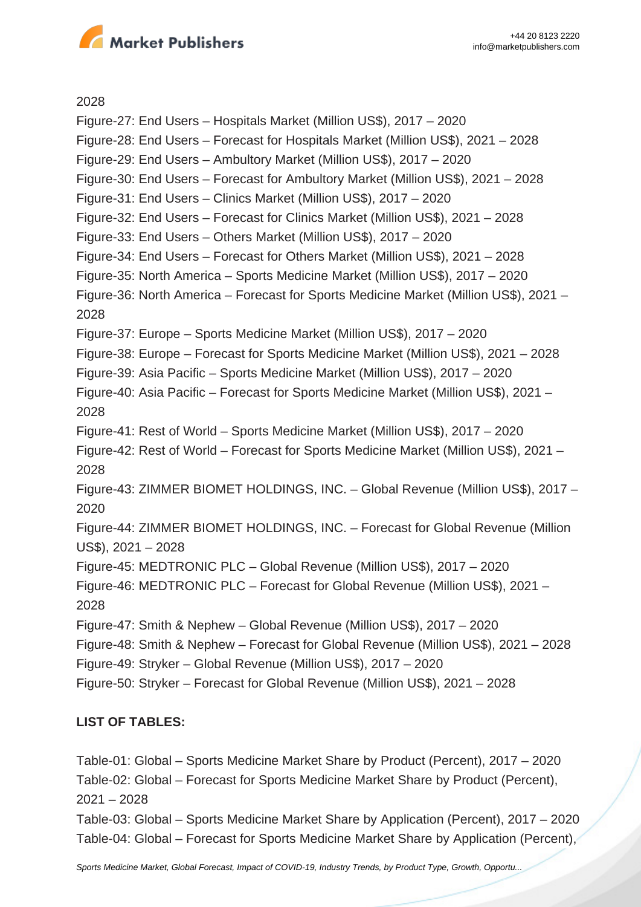2028

Figure-27: End Users – Hospitals Market (Million US$), 2017 – 2020

Figure-28: End Users – Forecast for Hospitals Market (Million US$), 2021 – 2028

Figure-29: End Users – Ambultory Market (Million US$), 2017 – 2020

Figure-30: End Users – Forecast for Ambultory Market (Million US$), 2021 – 2028

Figure-31: End Users – Clinics Market (Million US$), 2017 – 2020

Figure-32: End Users – Forecast for Clinics Market (Million US$), 2021 – 2028

Figure-33: End Users – Others Market (Million US$), 2017 – 2020

Figure-34: End Users – Forecast for Others Market (Million US$), 2021 – 2028

Figure-35: North America – Sports Medicine Market (Million US$), 2017 – 2020

Figure-36: North America – Forecast for Sports Medicine Market (Million US$), 2021 – 2028

Figure-37: Europe – Sports Medicine Market (Million US$), 2017 – 2020

Figure-38: Europe – Forecast for Sports Medicine Market (Million US$), 2021 – 2028

Figure-39: Asia Pacific – Sports Medicine Market (Million US$), 2017 – 2020

Figure-40: Asia Pacific – Forecast for Sports Medicine Market (Million US$), 2021 – 2028

Figure-41: Rest of World – Sports Medicine Market (Million US$), 2017 – 2020

Figure-42: Rest of World – Forecast for Sports Medicine Market (Million US$), 2021 – 2028

Figure-43: ZIMMER BIOMET HOLDINGS, INC. – Global Revenue (Million US$), 2017 – 2020

Figure-44: ZIMMER BIOMET HOLDINGS, INC. – Forecast for Global Revenue (Million US$), 2021 – 2028

Figure-45: MEDTRONIC PLC – Global Revenue (Million US$), 2017 – 2020

Figure-46: MEDTRONIC PLC – Forecast for Global Revenue (Million US$), 2021 – 2028

Figure-47: Smith & Nephew – Global Revenue (Million US$), 2017 – 2020

Figure-48: Smith & Nephew – Forecast for Global Revenue (Million US$), 2021 – 2028

Figure-49: Stryker – Global Revenue (Million US$), 2017 – 2020

Figure-50: Stryker – Forecast for Global Revenue (Million US$), 2021 – 2028

**LIST OF TABLES:**

Table-01: Global – Sports Medicine Market Share by Product (Percent), 2017 – 2020

Table-02: Global – Forecast for Sports Medicine Market Share by Product (Percent), 2021 – 2028

Table-03: Global – Sports Medicine Market Share by Application (Percent), 2017 – 2020

Table-04: Global – Forecast for Sports Medicine Market Share by Application (Percent),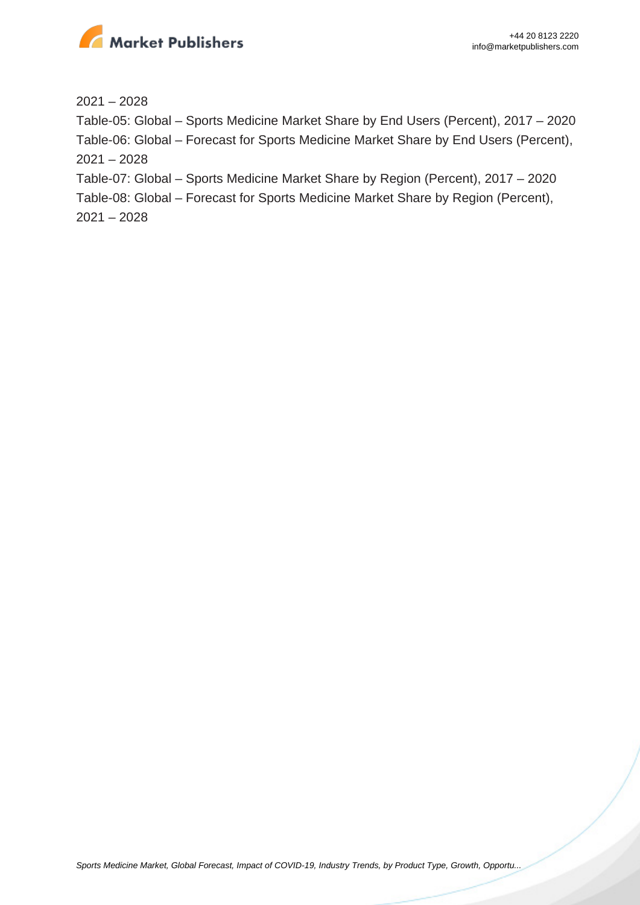2021 – 2028

Table-05: Global – Sports Medicine Market Share by End Users (Percent), 2017 – 2020

Table-06: Global – Forecast for Sports Medicine Market Share by End Users (Percent), 2021 – 2028

Table-07: Global – Sports Medicine Market Share by Region (Percent), 2017 – 2020

Table-08: Global – Forecast for Sports Medicine Market Share by Region (Percent), 2021 – 2028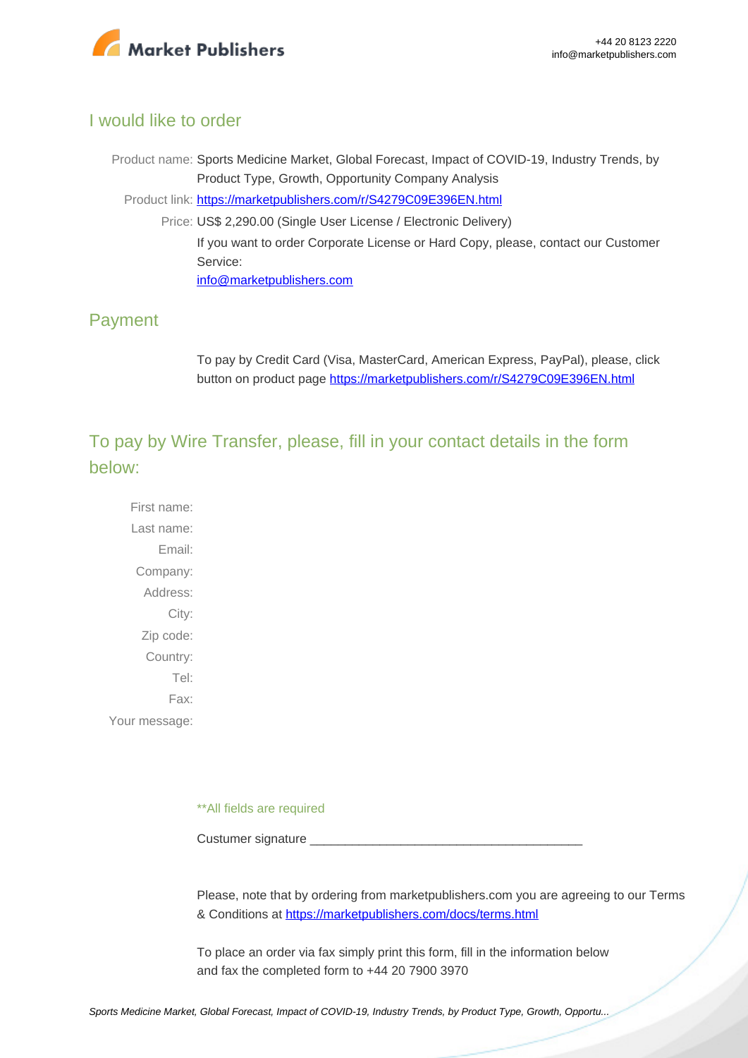## I would like to order

Product name: Sports Medicine Market, Global Forecast, Impact of COVID-19, Industry Trends, by Product Type, Growth, Opportunity Company Analysis

Product link: https://marketpublishers.com/r/S4279C09E396EN.html

Price: US$ 2,290.00 (Single User License / Electronic Delivery)

If you want to order Corporate License or Hard Copy, please, contact our Customer Service:

info@marketpublishers.com

## Payment

To pay by Credit Card (Visa, MasterCard, American Express, PayPal), please, click button on product page https://marketpublishers.com/r/S4279C09E396EN.html

## To pay by Wire Transfer, please, fill in your contact details in the form below:

First name:

Last name:

Email:

Company:

Address:

City:

Zip code:

Country:

Tel:

Fax:

Your message:

**All fields are required

Custumer signature ______________________________________

Please, note that by ordering from marketpublishers.com you are agreeing to our Terms & Conditions at https://marketpublishers.com/docs/terms.html

To place an order via fax simply print this form, fill in the information below and fax the completed form to +44 20 7900 3970